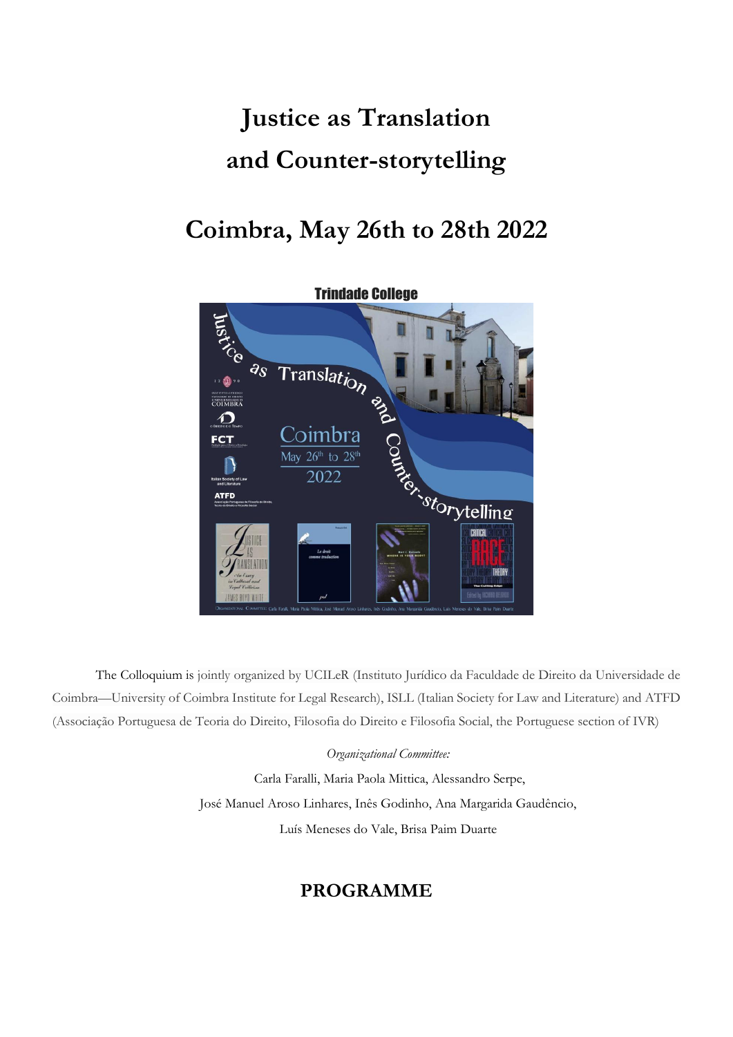# Justice as Translation and Counter-storytelling

## Coimbra, May 26th to 28th 2022

The Colloquium is jointly organized by UCILeR (Instituto Jurídico da Faculdade de Direito da Universidade de Coimbra—University of Coimbra Institute for Legal Research), ISLL (Italian Society for Law and Literature) and ATFD (Associação Portuguesa de Teoria do Direito, Filosofia do Direito e Filosofia Social, the Portuguese section of IVR)

*Organizational Committee:*

Carla Faralli, Maria Paola Mittica, Alessandro Serpe,

José Manuel Aroso Linhares, Inês Godinho, Ana Margarida Gaudêncio,

Luís Meneses do Vale, Brisa Paim Duarte

## PROGRAMME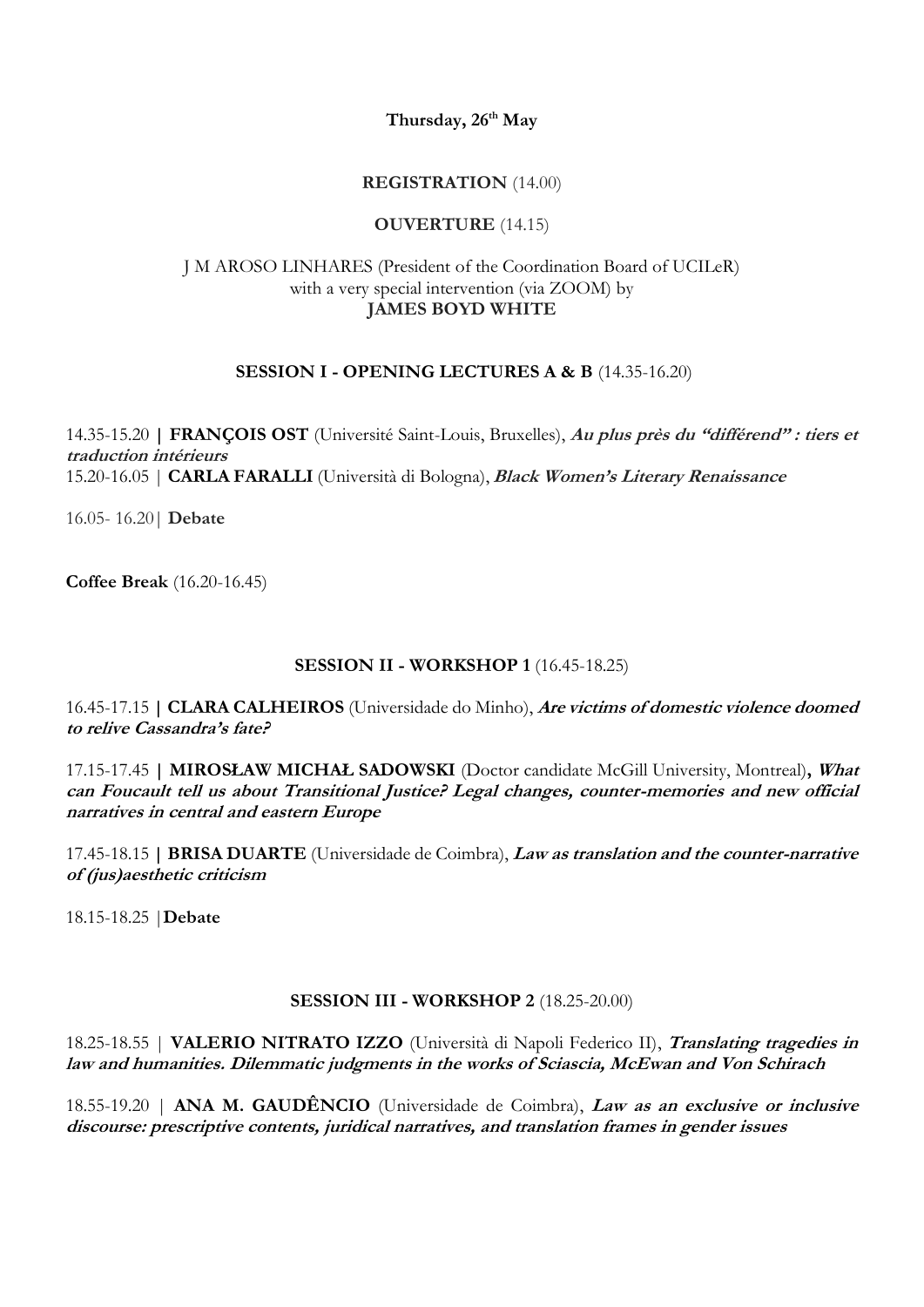**Thursday, 26th May**

**REGISTRATION** (14.00)

**OUVERTURE** (14.15)

J M AROSO LINHARES (President of the Coordination Board of UCILeR)
with a very special intervention (via ZOOM) by
**JAMES BOYD WHITE**

**SESSION I - OPENING LECTURES A & B** (14.35-16.20)

14.35-15.20 | **FRANÇOIS OST** (Université Saint-Louis, Bruxelles), ***Au plus près du "différend" : tiers et traduction intérieurs***
15.20-16.05 | **CARLA FARALLI** (Università di Bologna), ***Black Women's Literary Renaissance***

16.05- 16.20 | **Debate**

**Coffee Break** (16.20-16.45)

**SESSION II - WORKSHOP 1** (16.45-18.25)

16.45-17.15 | **CLARA CALHEIROS** (Universidade do Minho), ***Are victims of domestic violence doomed to relive Cassandra's fate?***

17.15-17.45 | **MIROSŁAW MICHAŁ SADOWSKI** (Doctor candidate McGill University, Montreal), ***What can Foucault tell us about Transitional Justice? Legal changes, counter-memories and new official narratives in central and eastern Europe***

17.45-18.15 | **BRISA DUARTE** (Universidade de Coimbra), ***Law as translation and the counter-narrative of (jus)aesthetic criticism***

18.15-18.25 | **Debate**

**SESSION III - WORKSHOP 2** (18.25-20.00)

18.25-18.55 | **VALERIO NITRATO IZZO** (Università di Napoli Federico II), ***Translating tragedies in law and humanities. Dilemmatic judgments in the works of Sciascia, McEwan and Von Schirach***

18.55-19.20 | **ANA M. GAUDÊNCIO** (Universidade de Coimbra), ***Law as an exclusive or inclusive discourse: prescriptive contents, juridical narratives, and translation frames in gender issues***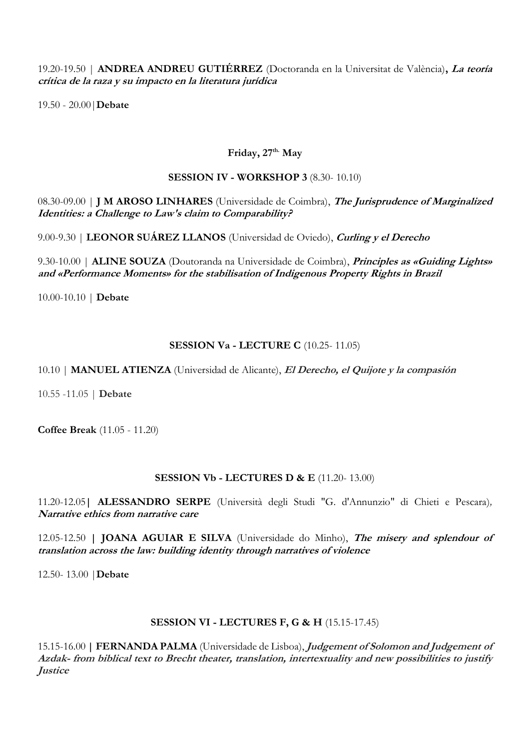19.20-19.50 | **ANDREA ANDREU GUTIÉRREZ** (Doctoranda en la Universitat de València)**,** ***La teoría crítica de la raza y su impacto en la literatura jurídica***

19.50 - 20.00|**Debate**

**Friday, 27th May**

**SESSION IV - WORKSHOP 3** (8.30- 10.10)

08.30-09.00 | **J M AROSO LINHARES** (Universidade de Coimbra), ***The Jurisprudence of Marginalized Identities: a Challenge to Law's claim to Comparability?***

9.00-9.30 | **LEONOR SUÁREZ LLANOS** (Universidad de Oviedo), ***Curling y el Derecho***

9.30-10.00 | **ALINE SOUZA** (Doutoranda na Universidade de Coimbra), ***Principles as «Guiding Lights» and «Performance Moments» for the stabilisation of Indigenous Property Rights in Brazil***

10.00-10.10 | **Debate**

**SESSION Va - LECTURE C** (10.25- 11.05)

10.10 | **MANUEL ATIENZA** (Universidad de Alicante), ***El Derecho, el Quijote y la compasión***

10.55 -11.05 | **Debate**

**Coffee Break** (11.05 - 11.20)

**SESSION Vb - LECTURES D & E** (11.20- 13.00)

11.20-12.05**|** **ALESSANDRO SERPE** (Università degli Studi "G. d'Annunzio" di Chieti e Pescara)*,* ***Narrative ethics from narrative care***

12.05-12.50 **|** **JOANA AGUIAR E SILVA** (Universidade do Minho), ***The misery and splendour of translation across the law: building identity through narratives of violence***

12.50- 13.00 |**Debate**

**SESSION VI - LECTURES F, G & H** (15.15-17.45)

15.15-16.00 **|** **FERNANDA PALMA** (Universidade de Lisboa), ***Judgement of Solomon and Judgement of Azdak- from biblical text to Brecht theater, translation, intertextuality and new possibilities to justify Justice***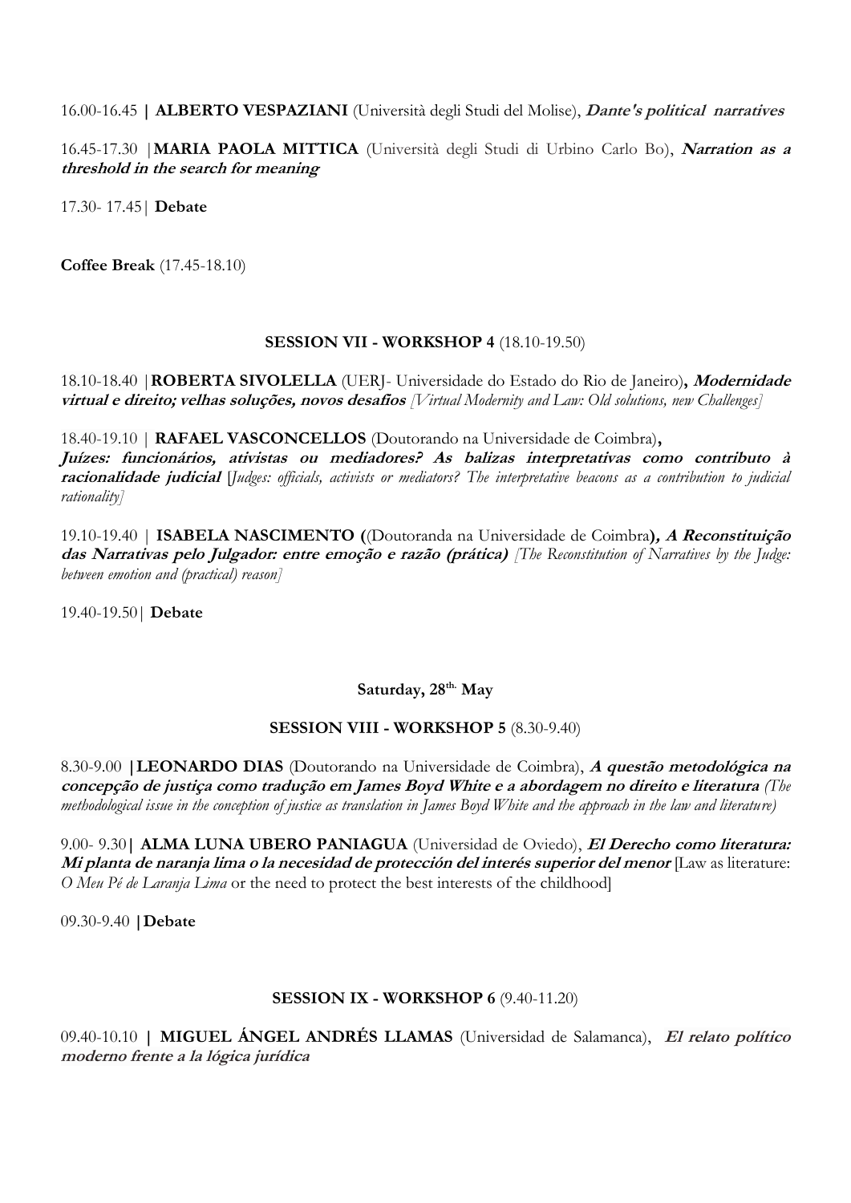16.00-16.45 | **ALBERTO VESPAZIANI** (Università degli Studi del Molise), ***Dante's political narratives***

16.45-17.30 |**MARIA PAOLA MITTICA** (Università degli Studi di Urbino Carlo Bo), ***Narration as a threshold in the search for meaning***

17.30- 17.45| **Debate**

**Coffee Break** (17.45-18.10)

**SESSION VII - WORKSHOP 4** (18.10-19.50)

18.10-18.40 |**ROBERTA SIVOLELLA** (UERJ- Universidade do Estado do Rio de Janeiro)**,** ***Modernidade virtual e direito; velhas soluções, novos desafios*** *[Virtual Modernity and Law: Old solutions, new Challenges]*

18.40-19.10 | **RAFAEL VASCONCELLOS** (Doutorando na Universidade de Coimbra)**,** ***Juízes: funcionários, ativistas ou mediadores? As balizas interpretativas como contributo à racionalidade judicial*** [*Judges: officials, activists or mediators? The interpretative beacons as a contribution to judicial rationality]*

19.10-19.40 | **ISABELA NASCIMENTO (**(Doutoranda na Universidade de Coimbra**),** ***A Reconstituição das Narrativas pelo Julgador: entre emoção e razão (prática)*** *[The Reconstitution of Narratives by the Judge: between emotion and (practical) reason]*

19.40-19.50| **Debate**

**Saturday, 28th. May**

**SESSION VIII - WORKSHOP 5** (8.30-9.40)

8.30-9.00 |**LEONARDO DIAS** (Doutorando na Universidade de Coimbra), ***A questão metodológica na concepção de justiça como tradução em James Boyd White e a abordagem no direito e literatura*** *(The methodological issue in the conception of justice as translation in James Boyd White and the approach in the law and literature)*

9.00- 9.30| **ALMA LUNA UBERO PANIAGUA** (Universidad de Oviedo), ***El Derecho como literatura: Mi planta de naranja lima o la necesidad de protección del interés superior del menor*** [Law as literature: *O Meu Pé de Laranja Lima* or the need to protect the best interests of the childhood]

09.30-9.40 |**Debate**

**SESSION IX - WORKSHOP 6** (9.40-11.20)

09.40-10.10 | **MIGUEL ÁNGEL ANDRÉS LLAMAS** (Universidad de Salamanca), ***El relato político moderno frente a la lógica jurídica***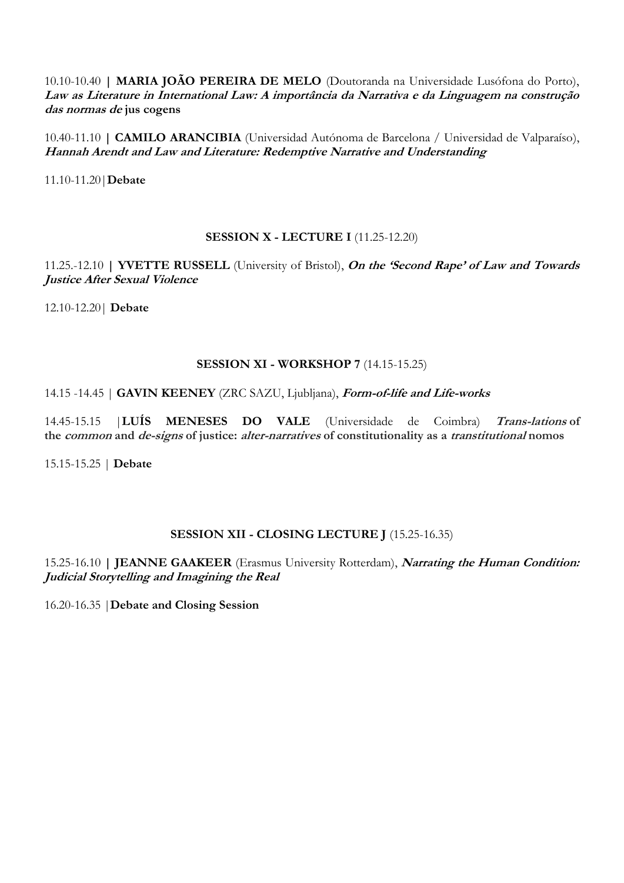10.10-10.40 | **MARIA JOÃO PEREIRA DE MELO** (Doutoranda na Universidade Lusófona do Porto), ***Law as Literature in International Law: A importância da Narrativa e da Linguagem na construção das normas de* jus cogens**

10.40-11.10 | **CAMILO ARANCIBIA** (Universidad Autónoma de Barcelona / Universidad de Valparaíso), ***Hannah Arendt and Law and Literature: Redemptive Narrative and Understanding***

11.10-11.20 | **Debate**

**SESSION X - LECTURE I** (11.25-12.20)

11.25.-12.10 | **YVETTE RUSSELL** (University of Bristol), ***On the 'Second Rape' of Law and Towards Justice After Sexual Violence***

12.10-12.20 | **Debate**

**SESSION XI - WORKSHOP 7** (14.15-15.25)

14.15 -14.45 | **GAVIN KEENEY** (ZRC SAZU, Ljubljana), ***Form-of-life and Life-works***

14.45-15.15 | **LUÍS MENESES DO VALE** (Universidade de Coimbra) ***Trans-lations* of the *common* and *de-signs* of justice: *alter-narratives* of constitutionality as a *transtitutional* nomos**

15.15-15.25 | **Debate**

**SESSION XII - CLOSING LECTURE J** (15.25-16.35)

15.25-16.10 | **JEANNE GAAKEER** (Erasmus University Rotterdam), ***Narrating the Human Condition: Judicial Storytelling and Imagining the Real***

16.20-16.35 | **Debate and Closing Session**